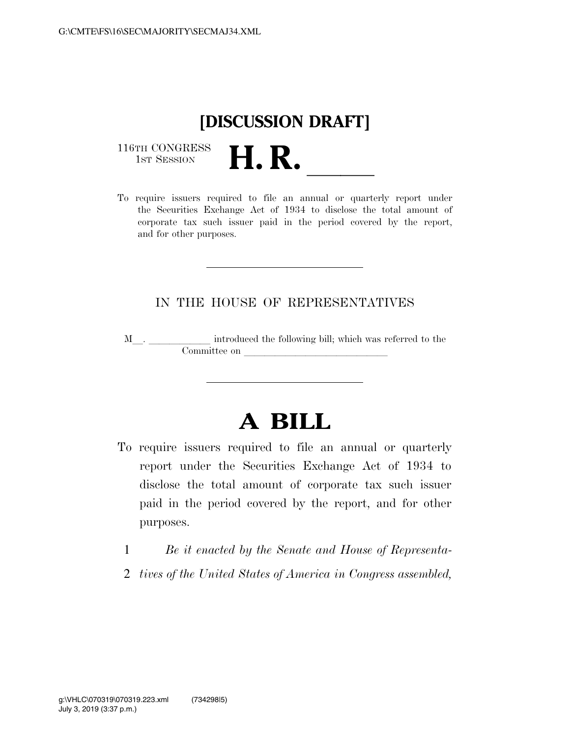# [DISCUSSION DRAFT]

116TH CONGRESS
1ST SESSION

# H. R. \_\_\_\_\_

To require issuers required to file an annual or quarterly report under the Securities Exchange Act of 1934 to disclose the total amount of corporate tax such issuer paid in the period covered by the report, and for other purposes.

---

IN THE HOUSE OF REPRESENTATIVES

M\_\_. \_\_\_\_\_\_\_\_\_\_\_\_ introduced the following bill; which was referred to the Committee on \_\_\_\_\_\_\_\_\_\_\_\_\_\_\_\_\_\_\_\_\_\_\_\_\_\_\_\_\_\_

---

# A BILL

To require issuers required to file an annual or quarterly report under the Securities Exchange Act of 1934 to disclose the total amount of corporate tax such issuer paid in the period covered by the report, and for other purposes.

1 *Be it enacted by the Senate and House of Representa-*
2 *tives of the United States of America in Congress assembled,*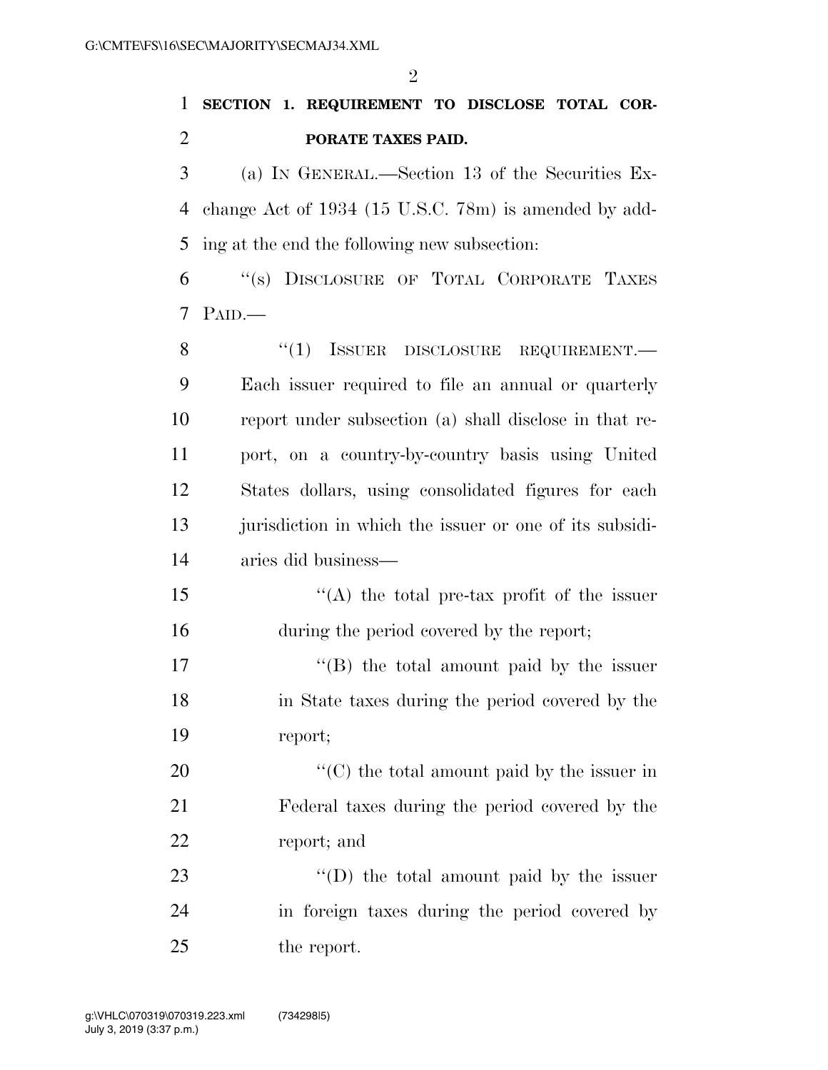**SECTION 1. REQUIREMENT TO DISCLOSE TOTAL CORPORATE TAXES PAID.**

(a) IN GENERAL.—Section 13 of the Securities Exchange Act of 1934 (15 U.S.C. 78m) is amended by adding at the end the following new subsection:

"(s) DISCLOSURE OF TOTAL CORPORATE TAXES PAID.—

"(1) ISSUER DISCLOSURE REQUIREMENT.—Each issuer required to file an annual or quarterly report under subsection (a) shall disclose in that report, on a country-by-country basis using United States dollars, using consolidated figures for each jurisdiction in which the issuer or one of its subsidiaries did business—

"(A) the total pre-tax profit of the issuer during the period covered by the report;

"(B) the total amount paid by the issuer in State taxes during the period covered by the report;

"(C) the total amount paid by the issuer in Federal taxes during the period covered by the report; and

"(D) the total amount paid by the issuer in foreign taxes during the period covered by the report.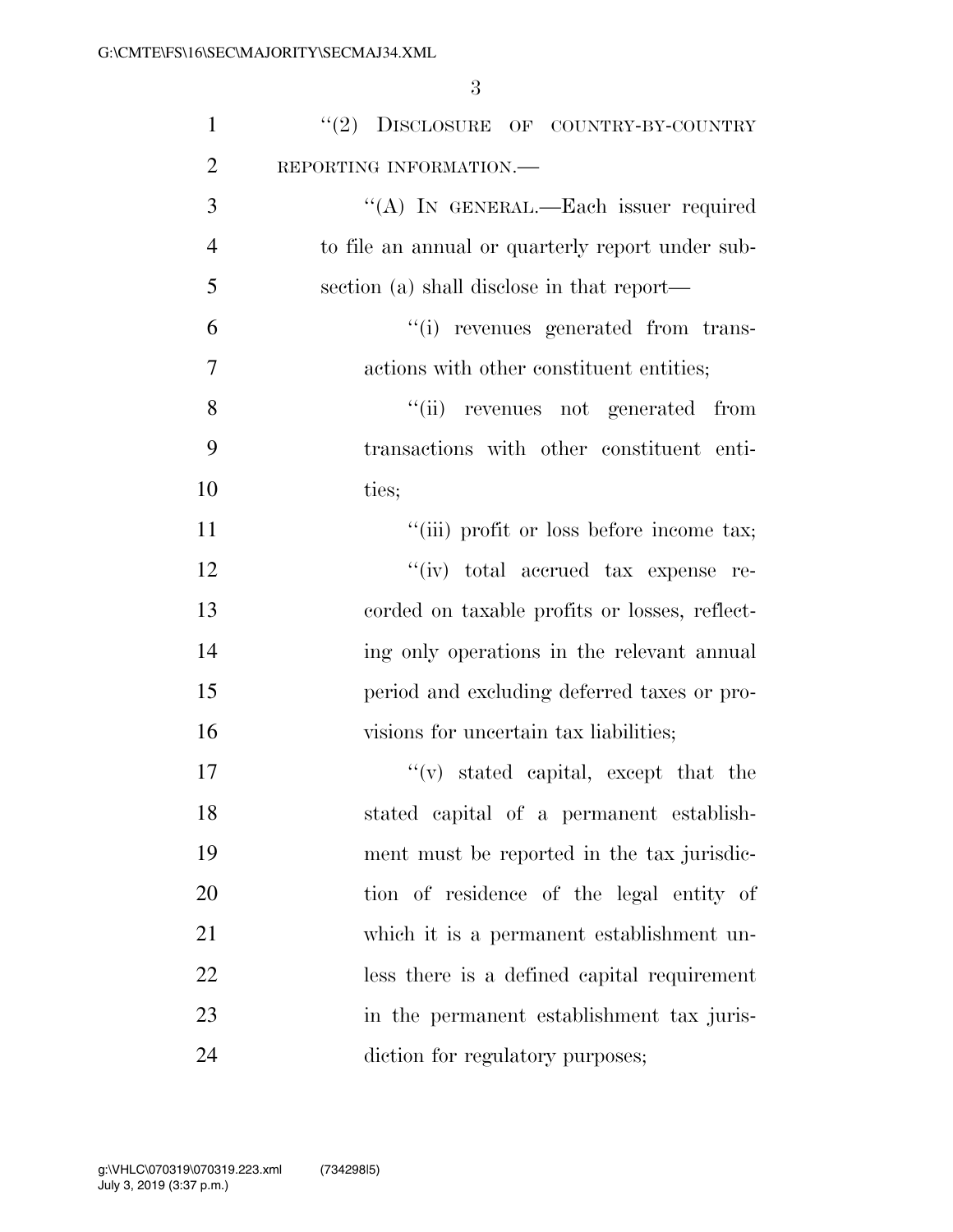"(2) DISCLOSURE OF COUNTRY-BY-COUNTRY REPORTING INFORMATION.—

"(A) IN GENERAL.—Each issuer required to file an annual or quarterly report under subsection (a) shall disclose in that report—

"(i) revenues generated from transactions with other constituent entities;

"(ii) revenues not generated from transactions with other constituent entities;

"(iii) profit or loss before income tax;

"(iv) total accrued tax expense recorded on taxable profits or losses, reflecting only operations in the relevant annual period and excluding deferred taxes or provisions for uncertain tax liabilities;

"(v) stated capital, except that the stated capital of a permanent establishment must be reported in the tax jurisdiction of residence of the legal entity of which it is a permanent establishment unless there is a defined capital requirement in the permanent establishment tax jurisdiction for regulatory purposes;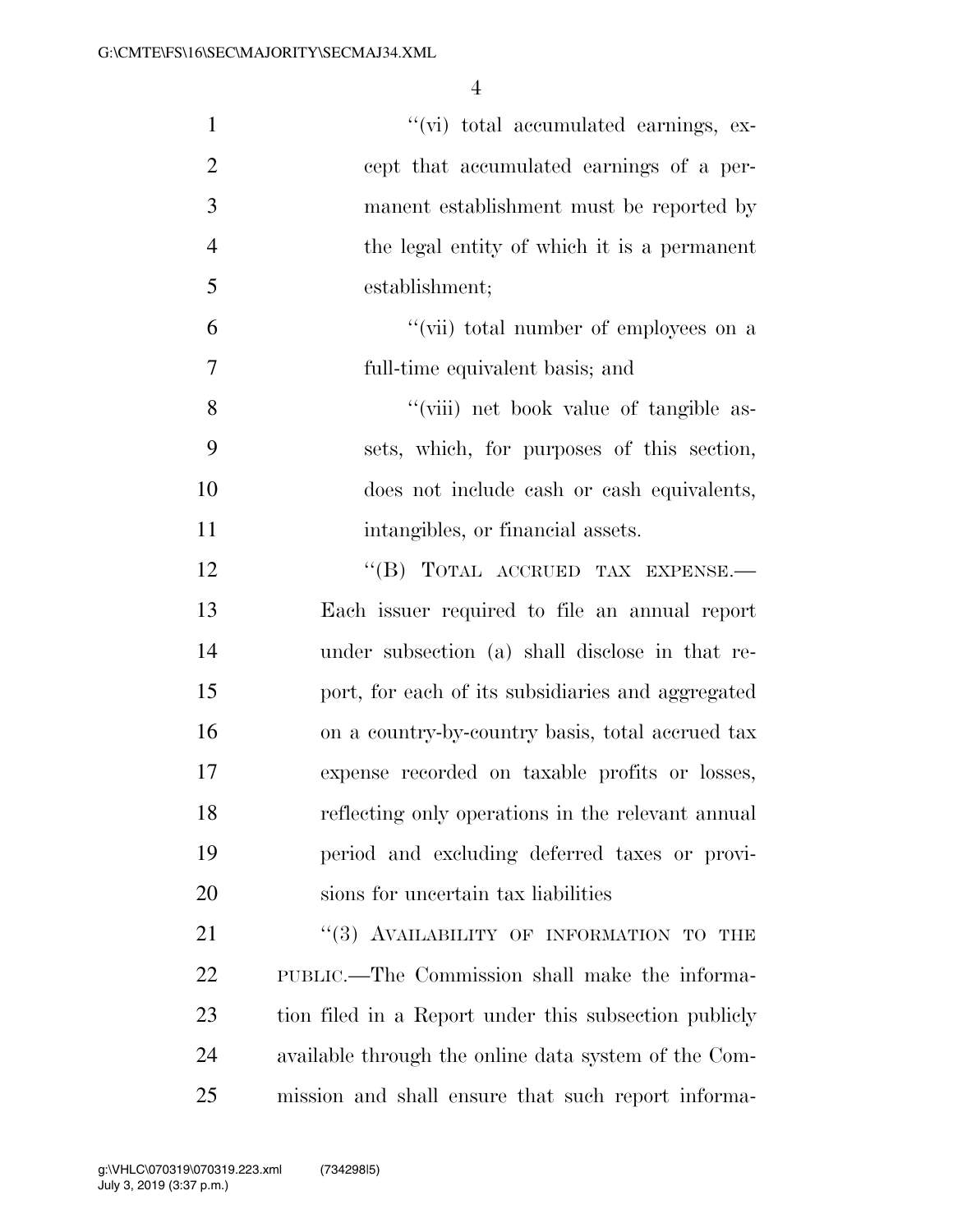"(vi) total accumulated earnings, except that accumulated earnings of a permanent establishment must be reported by the legal entity of which it is a permanent establishment;

"(vii) total number of employees on a full-time equivalent basis; and

"(viii) net book value of tangible assets, which, for purposes of this section, does not include cash or cash equivalents, intangibles, or financial assets.

"(B) TOTAL ACCRUED TAX EXPENSE.—Each issuer required to file an annual report under subsection (a) shall disclose in that report, for each of its subsidiaries and aggregated on a country-by-country basis, total accrued tax expense recorded on taxable profits or losses, reflecting only operations in the relevant annual period and excluding deferred taxes or provisions for uncertain tax liabilities

"(3) AVAILABILITY OF INFORMATION TO THE PUBLIC.—The Commission shall make the information filed in a Report under this subsection publicly available through the online data system of the Commission and shall ensure that such report informa-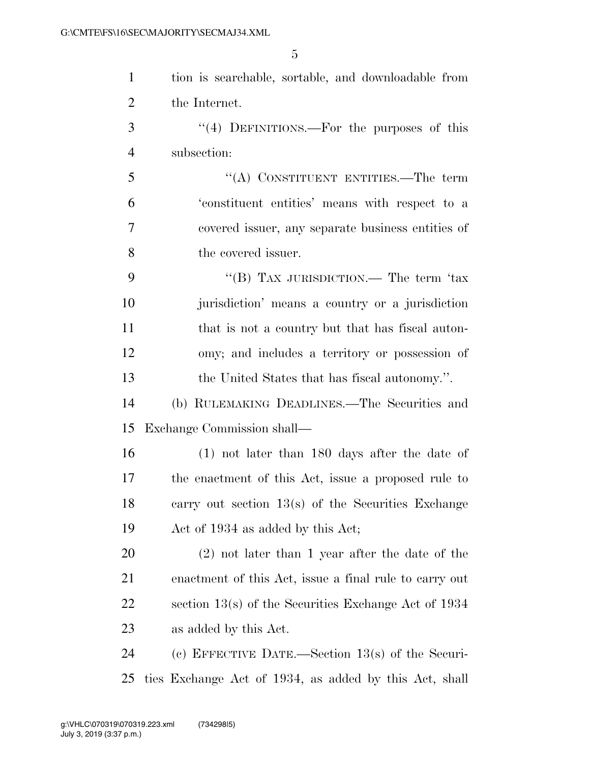tion is searchable, sortable, and downloadable from the Internet.

"(4) DEFINITIONS.—For the purposes of this subsection:

"(A) CONSTITUENT ENTITIES.—The term 'constituent entities' means with respect to a covered issuer, any separate business entities of the covered issuer.

"(B) TAX JURISDICTION.— The term 'tax jurisdiction' means a country or a jurisdiction that is not a country but that has fiscal autonomy; and includes a territory or possession of the United States that has fiscal autonomy.".

(b) RULEMAKING DEADLINES.—The Securities and Exchange Commission shall—

(1) not later than 180 days after the date of the enactment of this Act, issue a proposed rule to carry out section 13(s) of the Securities Exchange Act of 1934 as added by this Act;

(2) not later than 1 year after the date of the enactment of this Act, issue a final rule to carry out section 13(s) of the Securities Exchange Act of 1934 as added by this Act.

(c) EFFECTIVE DATE.—Section 13(s) of the Securities Exchange Act of 1934, as added by this Act, shall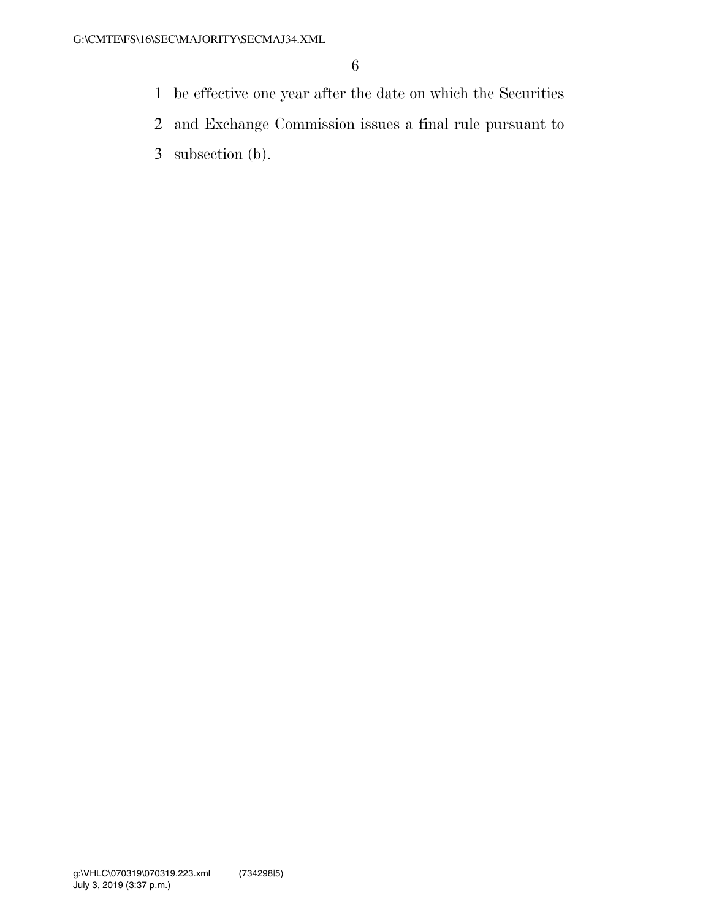be effective one year after the date on which the Securities and Exchange Commission issues a final rule pursuant to subsection (b).